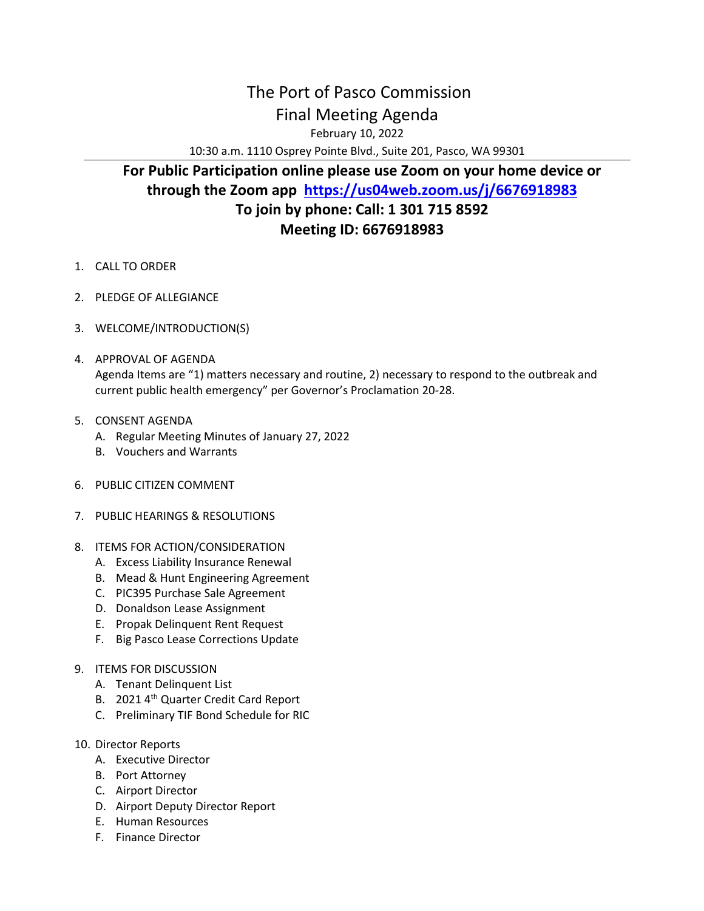# The Port of Pasco Commission

## Final Meeting Agenda

February 10, 2022

10:30 a.m. 1110 Osprey Pointe Blvd., Suite 201, Pasco, WA 99301

---

**For Public Participation online please use Zoom on your home device or through the Zoom app https://us04web.zoom.us/j/6676918983**

**To join by phone: Call: 1 301 715 8592**

**Meeting ID: 6676918983**

1. CALL TO ORDER

2. PLEDGE OF ALLEGIANCE

3. WELCOME/INTRODUCTION(S)

4. APPROVAL OF AGENDA
   Agenda Items are "1) matters necessary and routine, 2) necessary to respond to the outbreak and current public health emergency" per Governor's Proclamation 20-28.

5. CONSENT AGENDA
   A. Regular Meeting Minutes of January 27, 2022
   B. Vouchers and Warrants

6. PUBLIC CITIZEN COMMENT

7. PUBLIC HEARINGS & RESOLUTIONS

8. ITEMS FOR ACTION/CONSIDERATION
   A. Excess Liability Insurance Renewal
   B. Mead & Hunt Engineering Agreement
   C. PIC395 Purchase Sale Agreement
   D. Donaldson Lease Assignment
   E. Propak Delinquent Rent Request
   F. Big Pasco Lease Corrections Update

9. ITEMS FOR DISCUSSION
   A. Tenant Delinquent List
   B. 2021 4th Quarter Credit Card Report
   C. Preliminary TIF Bond Schedule for RIC

10. Director Reports
    A. Executive Director
    B. Port Attorney
    C. Airport Director
    D. Airport Deputy Director Report
    E. Human Resources
    F. Finance Director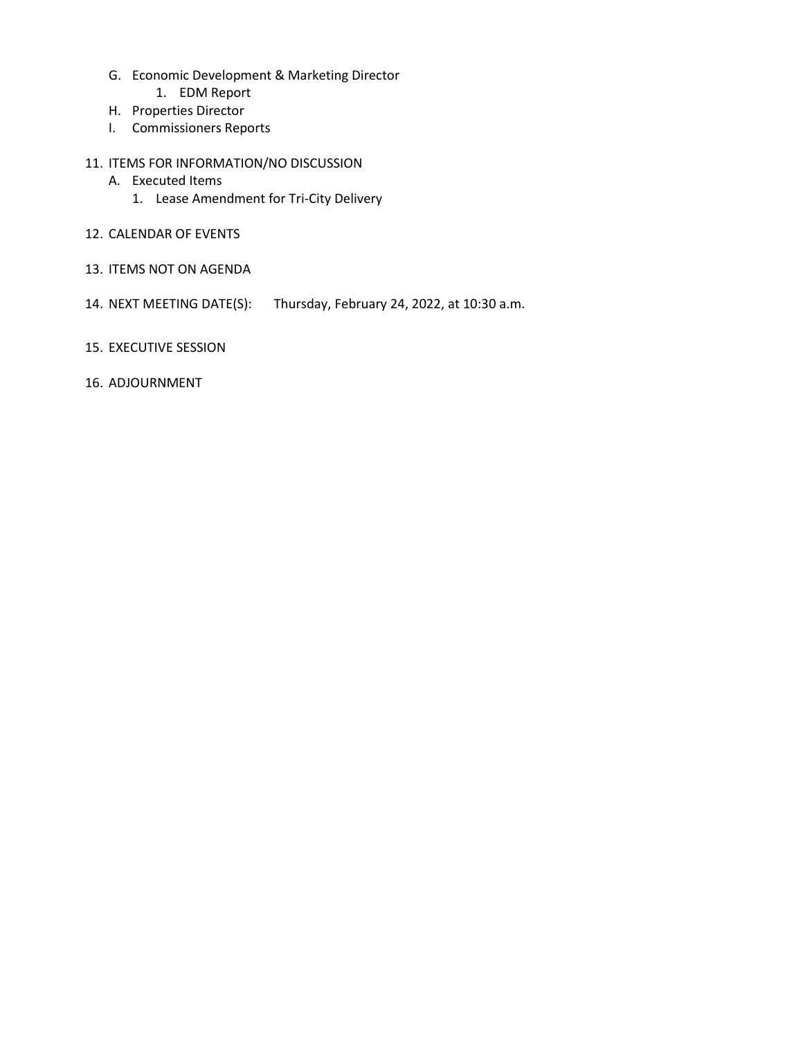G. Economic Development & Marketing Director
      1. EDM Report
   H. Properties Director
   I. Commissioners Reports

11. ITEMS FOR INFORMATION/NO DISCUSSION
    A. Executed Items
       1. Lease Amendment for Tri-City Delivery

12. CALENDAR OF EVENTS

13. ITEMS NOT ON AGENDA

14. NEXT MEETING DATE(S): Thursday, February 24, 2022, at 10:30 a.m.

15. EXECUTIVE SESSION

16. ADJOURNMENT